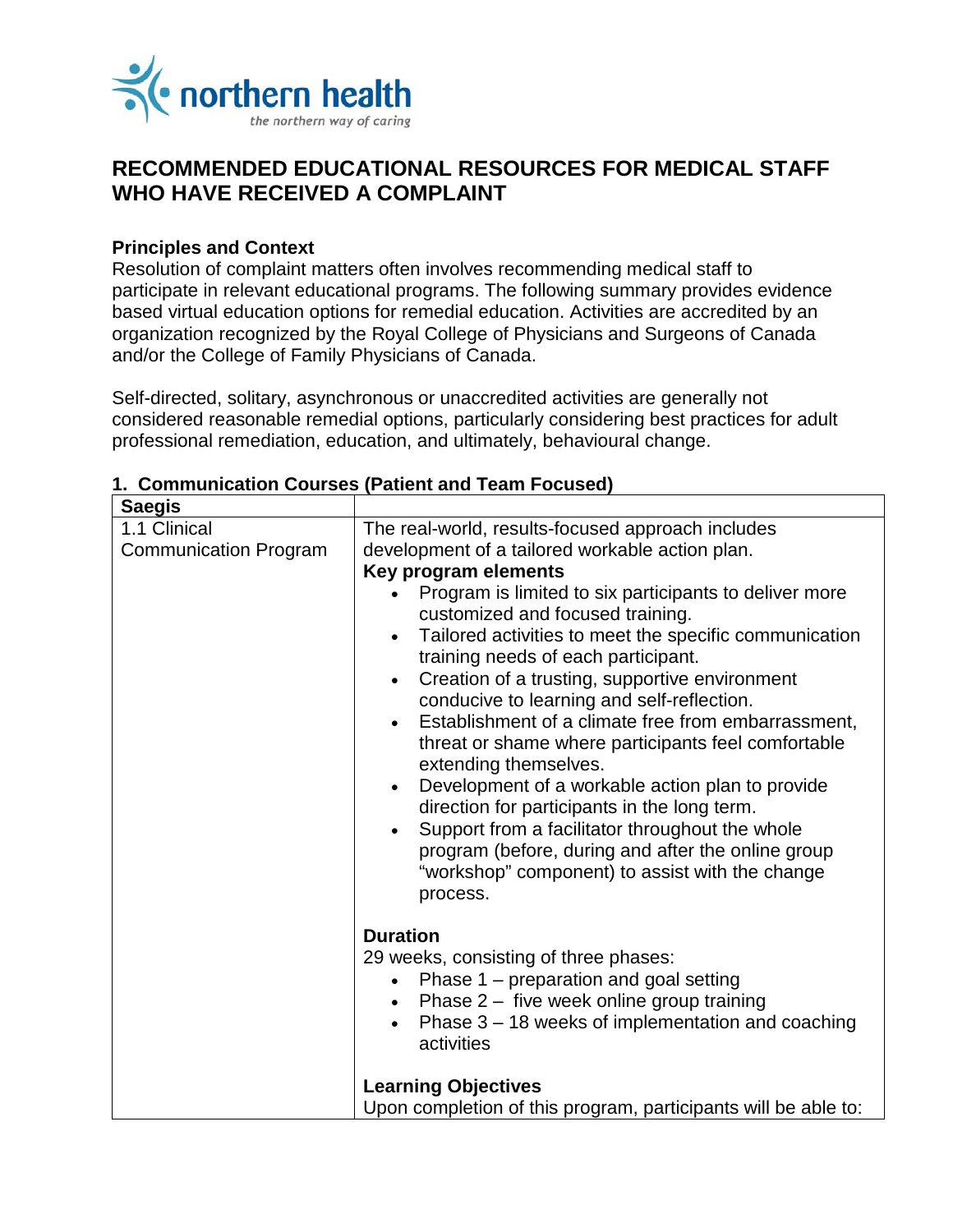# RECOMMENDED EDUCATIONAL RESOURCES FOR MEDICAL STAFF WHO HAVE RECEIVED A COMPLAINT

**Principles and Context**

Resolution of complaint matters often involves recommending medical staff to participate in relevant educational programs. The following summary provides evidence based virtual education options for remedial education. Activities are accredited by an organization recognized by the Royal College of Physicians and Surgeons of Canada and/or the College of Family Physicians of Canada.

Self-directed, solitary, asynchronous or unaccredited activities are generally not considered reasonable remedial options, particularly considering best practices for adult professional remediation, education, and ultimately, behavioural change.

## 1. Communication Courses (Patient and Team Focused)

| **Saegis** | |
|---|---|
| 1.1 Clinical Communication Program | The real-world, results-focused approach includes development of a tailored workable action plan.<br>**Key program elements**<br>• Program is limited to six participants to deliver more customized and focused training.<br>• Tailored activities to meet the specific communication training needs of each participant.<br>• Creation of a trusting, supportive environment conducive to learning and self-reflection.<br>• Establishment of a climate free from embarrassment, threat or shame where participants feel comfortable extending themselves.<br>• Development of a workable action plan to provide direction for participants in the long term.<br>• Support from a facilitator throughout the whole program (before, during and after the online group "workshop" component) to assist with the change process.<br><br>**Duration**<br>29 weeks, consisting of three phases:<br>• Phase 1 – preparation and goal setting<br>• Phase 2 – five week online group training<br>• Phase 3 – 18 weeks of implementation and coaching activities<br><br>**Learning Objectives**<br>Upon completion of this program, participants will be able to: |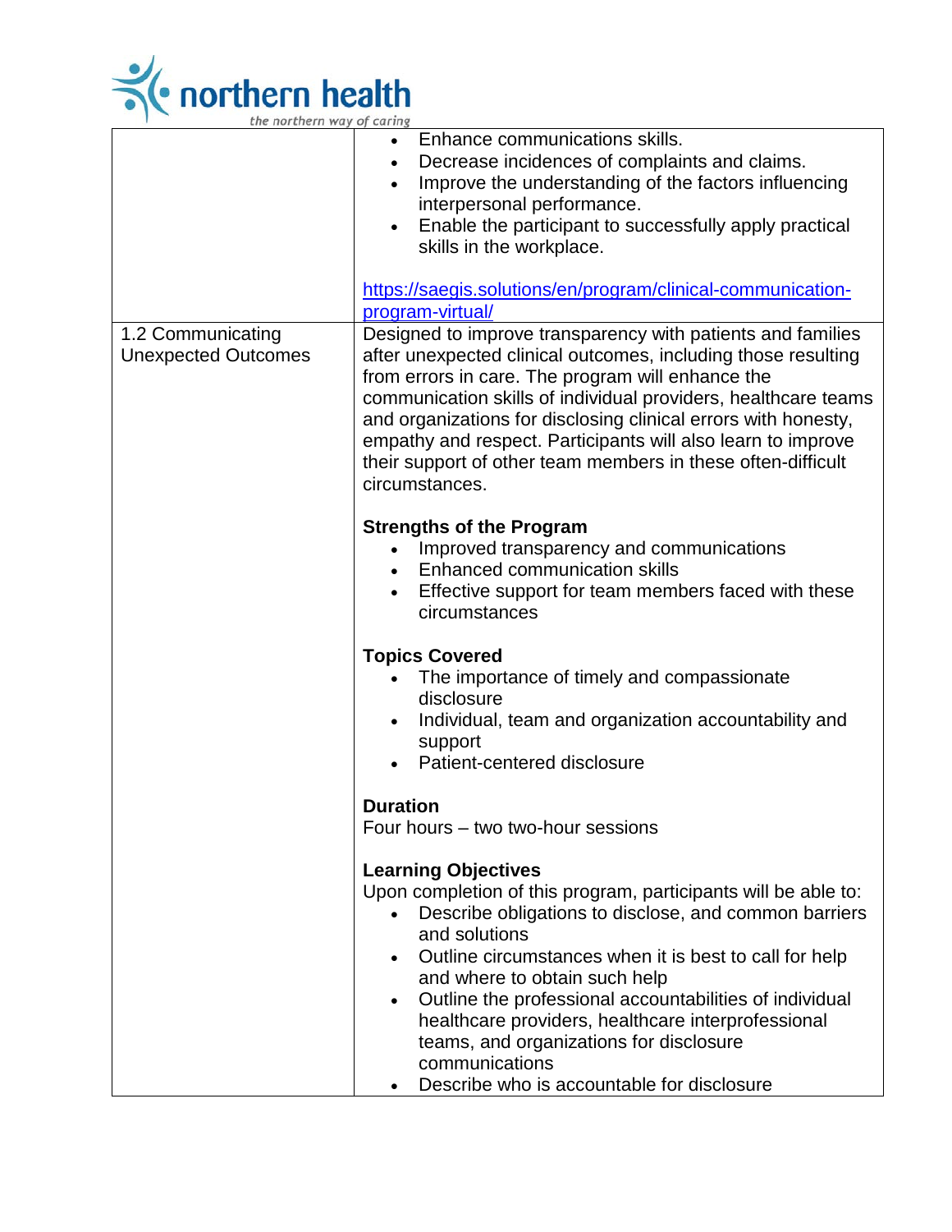| | |
|---|---|
| | • Enhance communications skills.<br>• Decrease incidences of complaints and claims.<br>• Improve the understanding of the factors influencing interpersonal performance.<br>• Enable the participant to successfully apply practical skills in the workplace.<br><br>https://saegis.solutions/en/program/clinical-communication-program-virtual/ |
| 1.2 Communicating Unexpected Outcomes | Designed to improve transparency with patients and families after unexpected clinical outcomes, including those resulting from errors in care. The program will enhance the communication skills of individual providers, healthcare teams and organizations for disclosing clinical errors with honesty, empathy and respect. Participants will also learn to improve their support of other team members in these often-difficult circumstances.<br><br>**Strengths of the Program**<br>• Improved transparency and communications<br>• Enhanced communication skills<br>• Effective support for team members faced with these circumstances<br><br>**Topics Covered**<br>• The importance of timely and compassionate disclosure<br>• Individual, team and organization accountability and support<br>• Patient-centered disclosure<br><br>**Duration**<br>Four hours – two two-hour sessions<br><br>**Learning Objectives**<br>Upon completion of this program, participants will be able to:<br>• Describe obligations to disclose, and common barriers and solutions<br>• Outline circumstances when it is best to call for help and where to obtain such help<br>• Outline the professional accountabilities of individual healthcare providers, healthcare interprofessional teams, and organizations for disclosure communications<br>• Describe who is accountable for disclosure |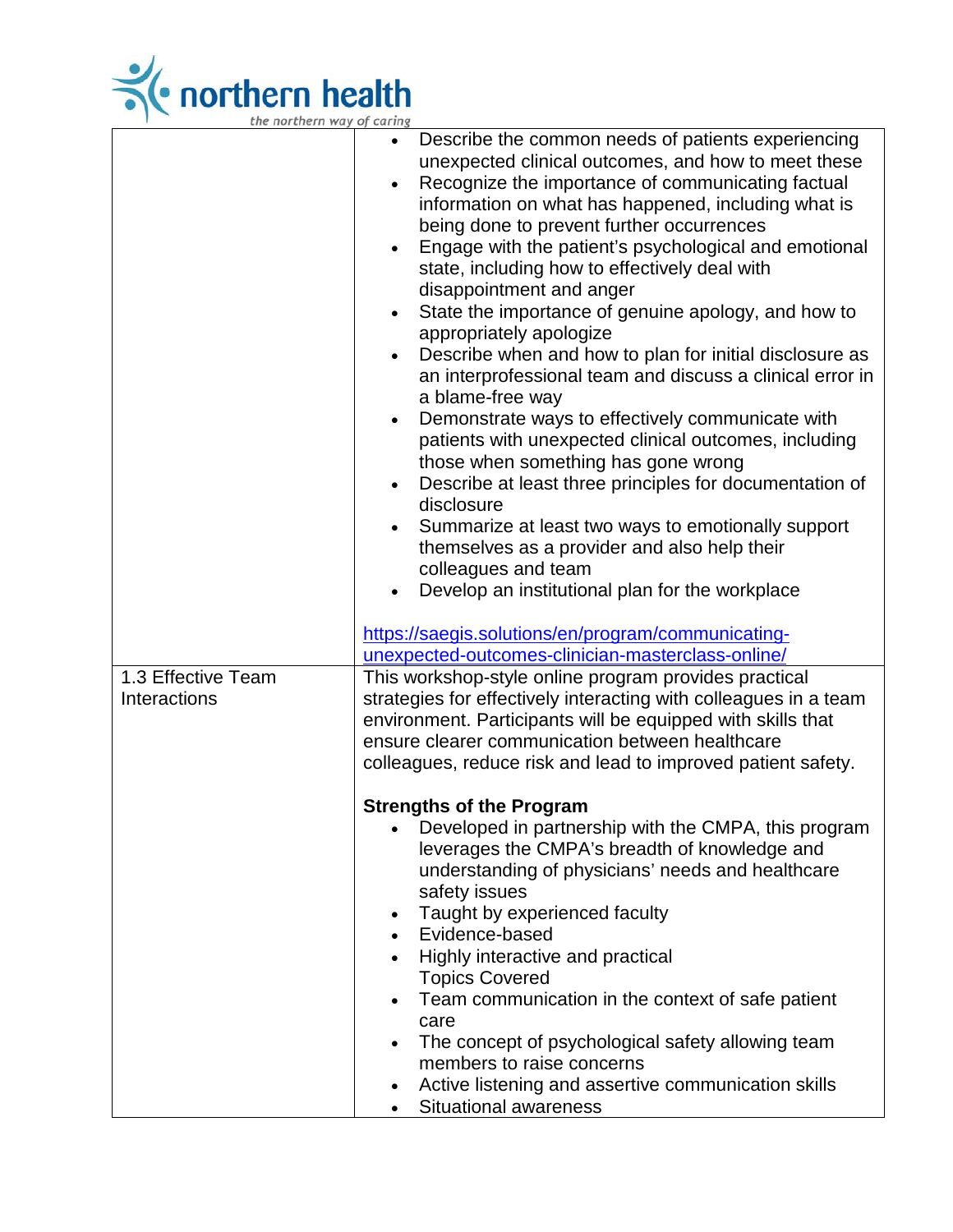| | |
|---|---|
| | • Describe the common needs of patients experiencing unexpected clinical outcomes, and how to meet these<br>• Recognize the importance of communicating factual information on what has happened, including what is being done to prevent further occurrences<br>• Engage with the patient's psychological and emotional state, including how to effectively deal with disappointment and anger<br>• State the importance of genuine apology, and how to appropriately apologize<br>• Describe when and how to plan for initial disclosure as an interprofessional team and discuss a clinical error in a blame-free way<br>• Demonstrate ways to effectively communicate with patients with unexpected clinical outcomes, including those when something has gone wrong<br>• Describe at least three principles for documentation of disclosure<br>• Summarize at least two ways to emotionally support themselves as a provider and also help their colleagues and team<br>• Develop an institutional plan for the workplace<br><br>https://saegis.solutions/en/program/communicating-unexpected-outcomes-clinician-masterclass-online/ |
| 1.3 Effective Team Interactions | This workshop-style online program provides practical strategies for effectively interacting with colleagues in a team environment. Participants will be equipped with skills that ensure clearer communication between healthcare colleagues, reduce risk and lead to improved patient safety.<br><br>**Strengths of the Program**<br>• Developed in partnership with the CMPA, this program leverages the CMPA's breadth of knowledge and understanding of physicians' needs and healthcare safety issues<br>• Taught by experienced faculty<br>• Evidence-based<br>• Highly interactive and practical<br>Topics Covered<br>• Team communication in the context of safe patient care<br>• The concept of psychological safety allowing team members to raise concerns<br>• Active listening and assertive communication skills<br>• Situational awareness |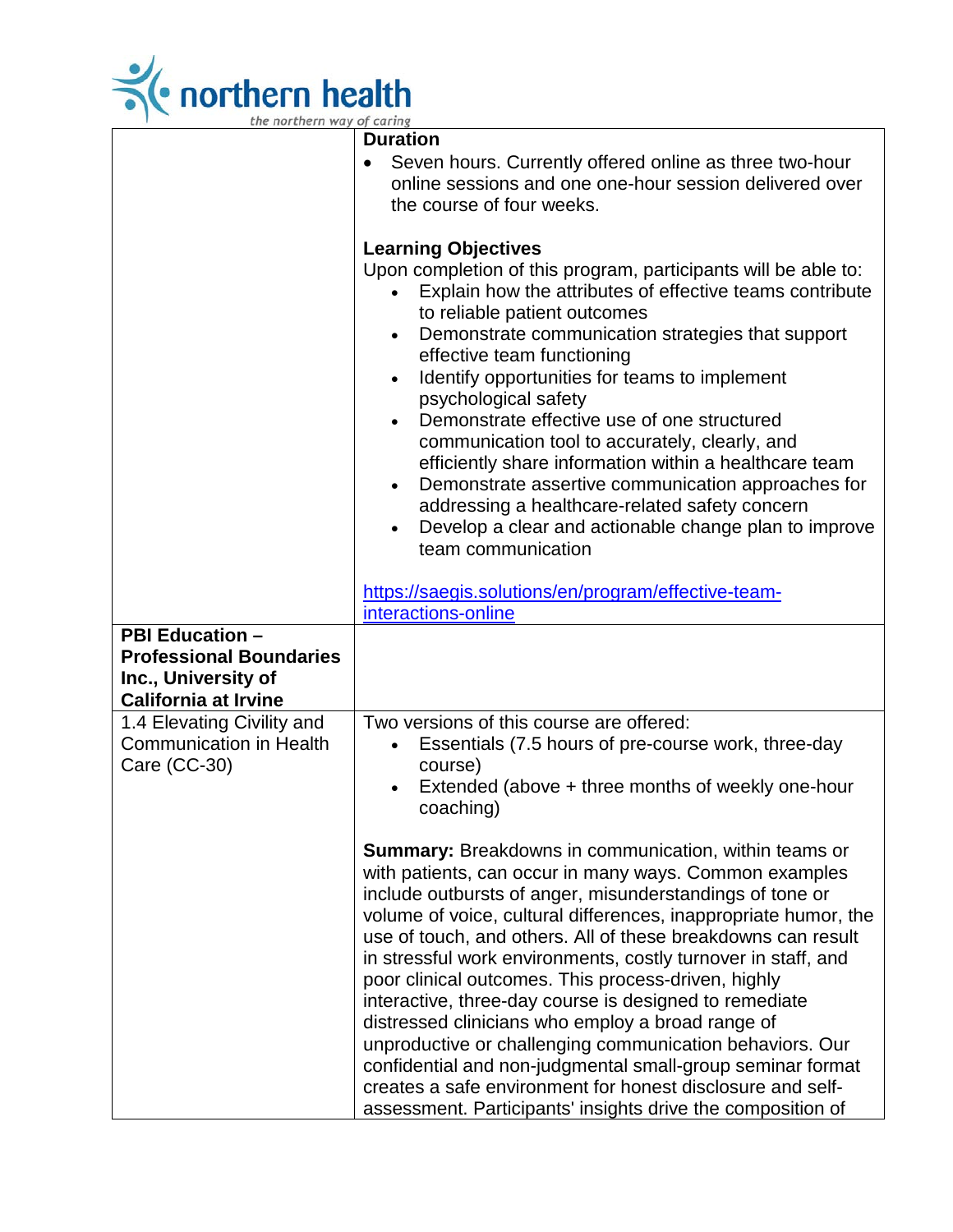| | |
|---|---|
| | **Duration**<br>• Seven hours. Currently offered online as three two-hour online sessions and one one-hour session delivered over the course of four weeks.<br><br>**Learning Objectives**<br>Upon completion of this program, participants will be able to:<br>• Explain how the attributes of effective teams contribute to reliable patient outcomes<br>• Demonstrate communication strategies that support effective team functioning<br>• Identify opportunities for teams to implement psychological safety<br>• Demonstrate effective use of one structured communication tool to accurately, clearly, and efficiently share information within a healthcare team<br>• Demonstrate assertive communication approaches for addressing a healthcare-related safety concern<br>• Develop a clear and actionable change plan to improve team communication<br><br>[https://saegis.solutions/en/program/effective-team-interactions-online](https://saegis.solutions/en/program/effective-team-interactions-online) |
| **PBI Education – Professional Boundaries Inc., University of California at Irvine** | |
| 1.4 Elevating Civility and Communication in Health Care (CC-30) | Two versions of this course are offered:<br>• Essentials (7.5 hours of pre-course work, three-day course)<br>• Extended (above + three months of weekly one-hour coaching)<br><br>**Summary:** Breakdowns in communication, within teams or with patients, can occur in many ways. Common examples include outbursts of anger, misunderstandings of tone or volume of voice, cultural differences, inappropriate humor, the use of touch, and others. All of these breakdowns can result in stressful work environments, costly turnover in staff, and poor clinical outcomes. This process-driven, highly interactive, three-day course is designed to remediate distressed clinicians who employ a broad range of unproductive or challenging communication behaviors. Our confidential and non-judgmental small-group seminar format creates a safe environment for honest disclosure and self-assessment. Participants' insights drive the composition of |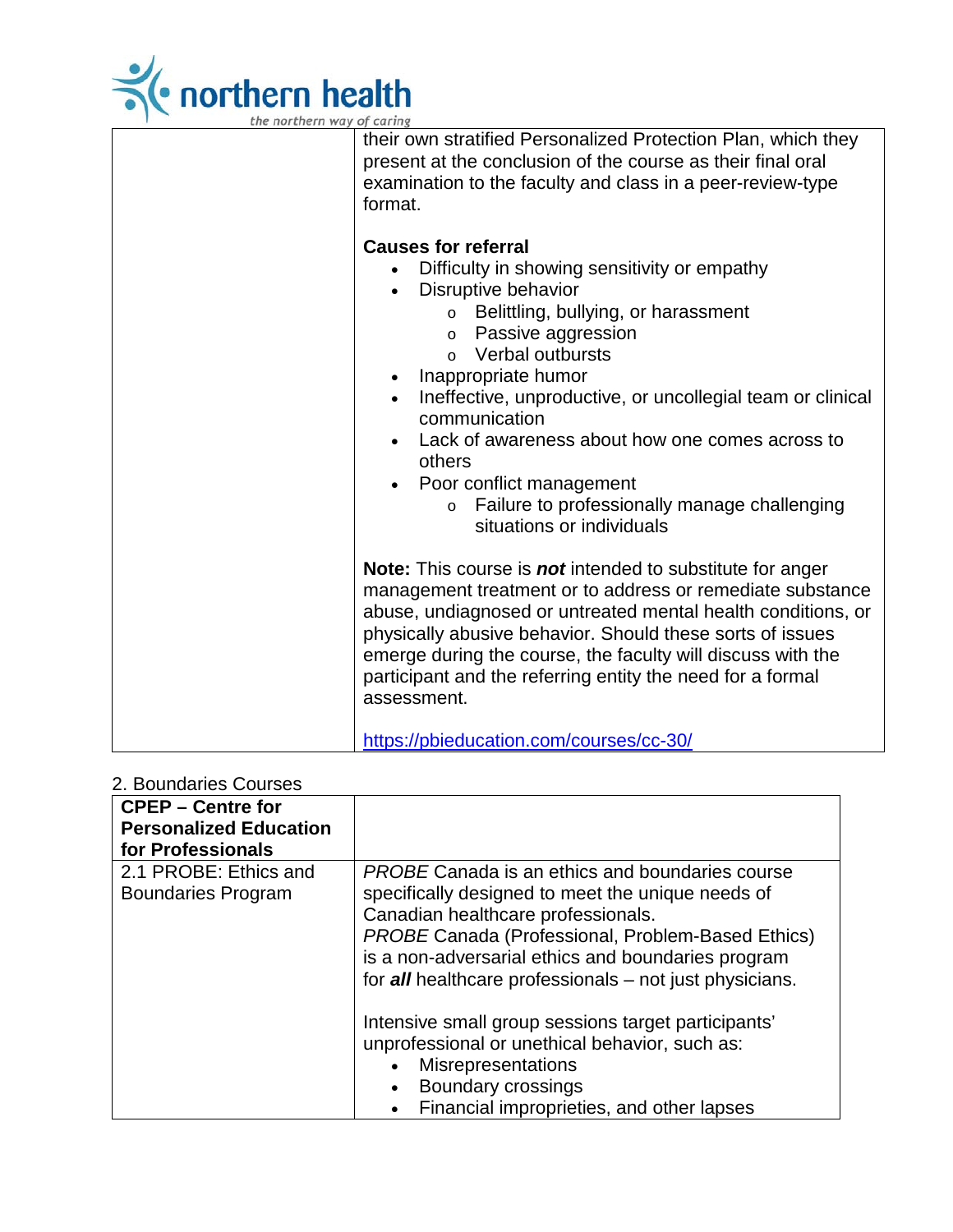| | |
|---|---|
| | their own stratified Personalized Protection Plan, which they present at the conclusion of the course as their final oral examination to the faculty and class in a peer-review-type format.<br><br>**Causes for referral**<br>• Difficulty in showing sensitivity or empathy<br>• Disruptive behavior<br>&nbsp;&nbsp;&nbsp;&nbsp;o Belittling, bullying, or harassment<br>&nbsp;&nbsp;&nbsp;&nbsp;o Passive aggression<br>&nbsp;&nbsp;&nbsp;&nbsp;o Verbal outbursts<br>• Inappropriate humor<br>• Ineffective, unproductive, or uncollegial team or clinical communication<br>• Lack of awareness about how one comes across to others<br>• Poor conflict management<br>&nbsp;&nbsp;&nbsp;&nbsp;o Failure to professionally manage challenging situations or individuals<br><br>**Note:** This course is ***not*** intended to substitute for anger management treatment or to address or remediate substance abuse, undiagnosed or untreated mental health conditions, or physically abusive behavior. Should these sorts of issues emerge during the course, the faculty will discuss with the participant and the referring entity the need for a formal assessment.<br><br>[https://pbieducation.com/courses/cc-30/](https://pbieducation.com/courses/cc-30/) |

2. Boundaries Courses

| **CPEP – Centre for Personalized Education for Professionals** | |
|---|---|
| 2.1 PROBE: Ethics and Boundaries Program | *PROBE* Canada is an ethics and boundaries course specifically designed to meet the unique needs of Canadian healthcare professionals.<br>*PROBE* Canada (Professional, Problem-Based Ethics) is a non-adversarial ethics and boundaries program for ***all*** healthcare professionals – not just physicians.<br><br>Intensive small group sessions target participants' unprofessional or unethical behavior, such as:<br>• Misrepresentations<br>• Boundary crossings<br>• Financial improprieties, and other lapses |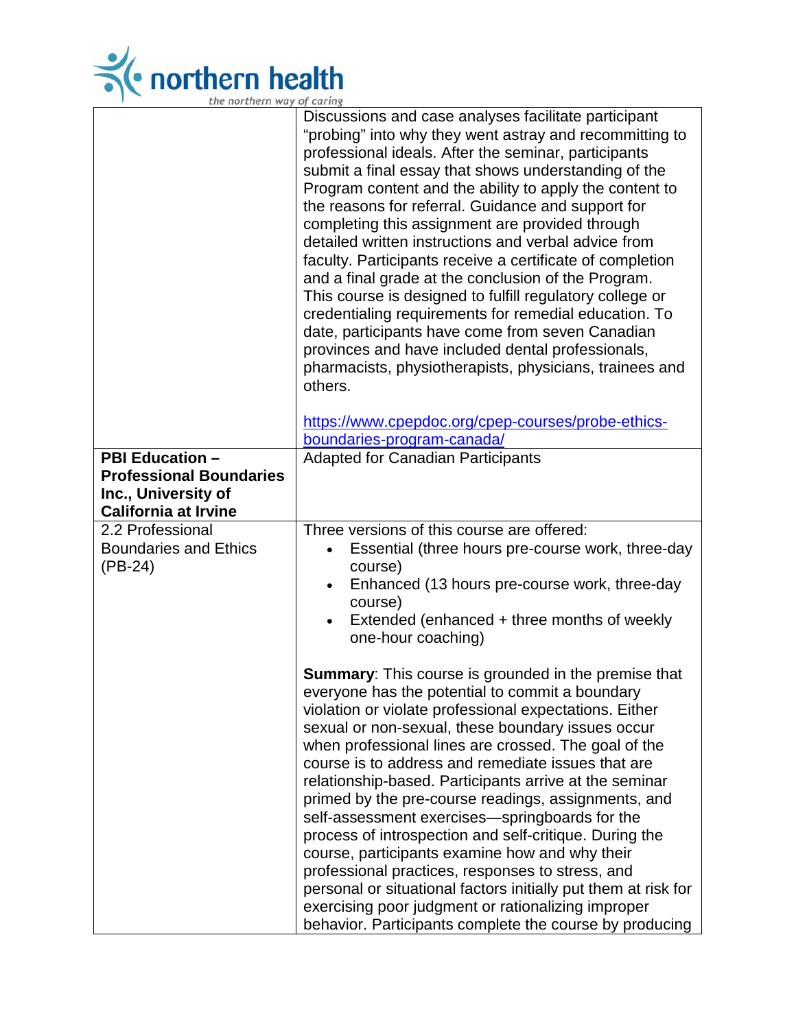| | |
|---|---|
| | Discussions and case analyses facilitate participant "probing" into why they went astray and recommitting to professional ideals. After the seminar, participants submit a final essay that shows understanding of the Program content and the ability to apply the content to the reasons for referral. Guidance and support for completing this assignment are provided through detailed written instructions and verbal advice from faculty. Participants receive a certificate of completion and a final grade at the conclusion of the Program. This course is designed to fulfill regulatory college or credentialing requirements for remedial education. To date, participants have come from seven Canadian provinces and have included dental professionals, pharmacists, physiotherapists, physicians, trainees and others.<br><br>https://www.cpepdoc.org/cpep-courses/probe-ethics-boundaries-program-canada/ |
| **PBI Education – Professional Boundaries Inc., University of California at Irvine** | Adapted for Canadian Participants |
| 2.2 Professional Boundaries and Ethics (PB-24) | Three versions of this course are offered:<br>• Essential (three hours pre-course work, three-day course)<br>• Enhanced (13 hours pre-course work, three-day course)<br>• Extended (enhanced + three months of weekly one-hour coaching)<br><br>**Summary**: This course is grounded in the premise that everyone has the potential to commit a boundary violation or violate professional expectations. Either sexual or non-sexual, these boundary issues occur when professional lines are crossed. The goal of the course is to address and remediate issues that are relationship-based. Participants arrive at the seminar primed by the pre-course readings, assignments, and self-assessment exercises—springboards for the process of introspection and self-critique. During the course, participants examine how and why their professional practices, responses to stress, and personal or situational factors initially put them at risk for exercising poor judgment or rationalizing improper behavior. Participants complete the course by producing |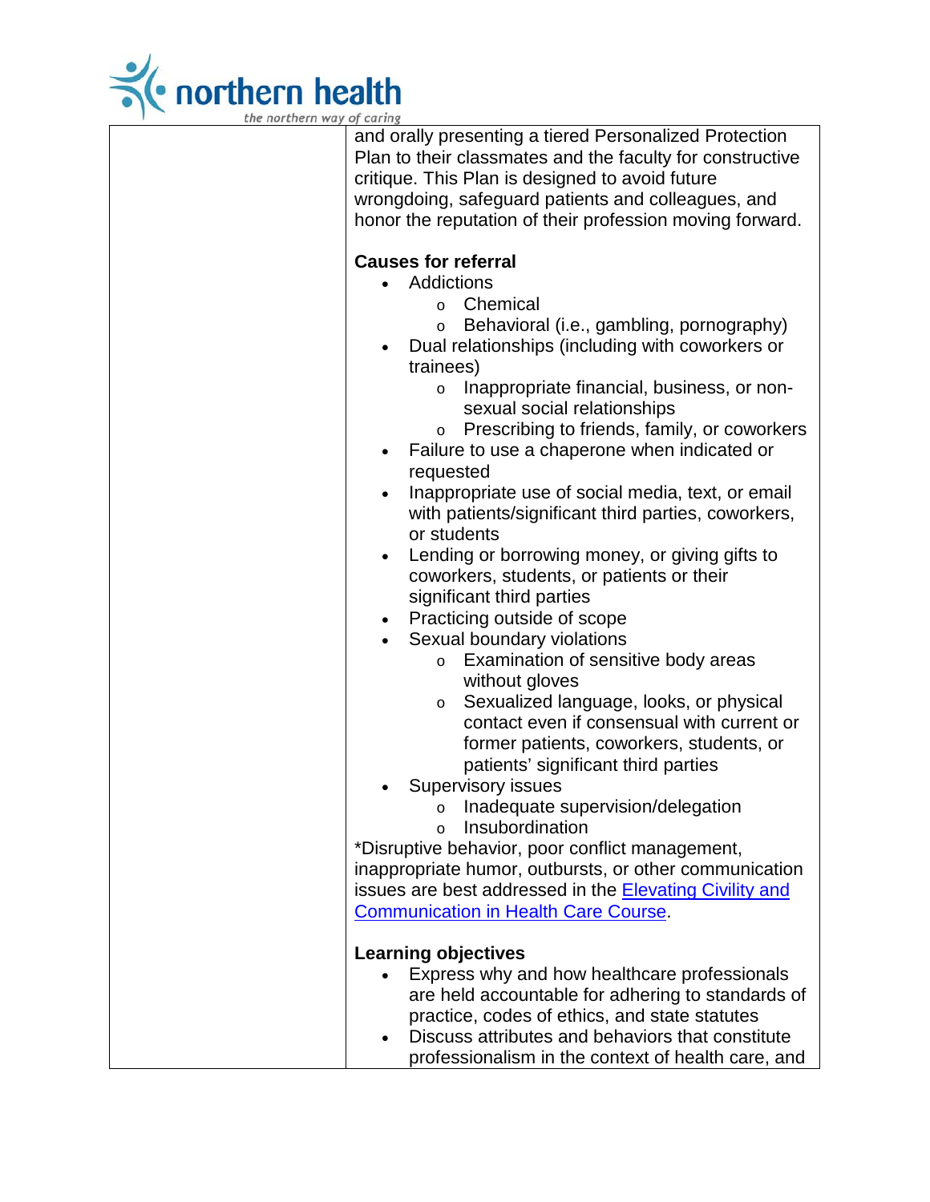|  | and orally presenting a tiered Personalized Protection Plan to their classmates and the faculty for constructive critique. This Plan is designed to avoid future wrongdoing, safeguard patients and colleagues, and honor the reputation of their profession moving forward.<br><br>**Causes for referral**<br>• Addictions<br>  o Chemical<br>  o Behavioral (i.e., gambling, pornography)<br>• Dual relationships (including with coworkers or trainees)<br>  o Inappropriate financial, business, or non-sexual social relationships<br>  o Prescribing to friends, family, or coworkers<br>• Failure to use a chaperone when indicated or requested<br>• Inappropriate use of social media, text, or email with patients/significant third parties, coworkers, or students<br>• Lending or borrowing money, or giving gifts to coworkers, students, or patients or their significant third parties<br>• Practicing outside of scope<br>• Sexual boundary violations<br>  o Examination of sensitive body areas without gloves<br>  o Sexualized language, looks, or physical contact even if consensual with current or former patients, coworkers, students, or patients' significant third parties<br>• Supervisory issues<br>  o Inadequate supervision/delegation<br>  o Insubordination<br><br>*Disruptive behavior, poor conflict management, inappropriate humor, outbursts, or other communication issues are best addressed in the Elevating Civility and Communication in Health Care Course.<br><br>**Learning objectives**<br>• Express why and how healthcare professionals are held accountable for adhering to standards of practice, codes of ethics, and state statutes<br>• Discuss attributes and behaviors that constitute professionalism in the context of health care, and |
|---|---|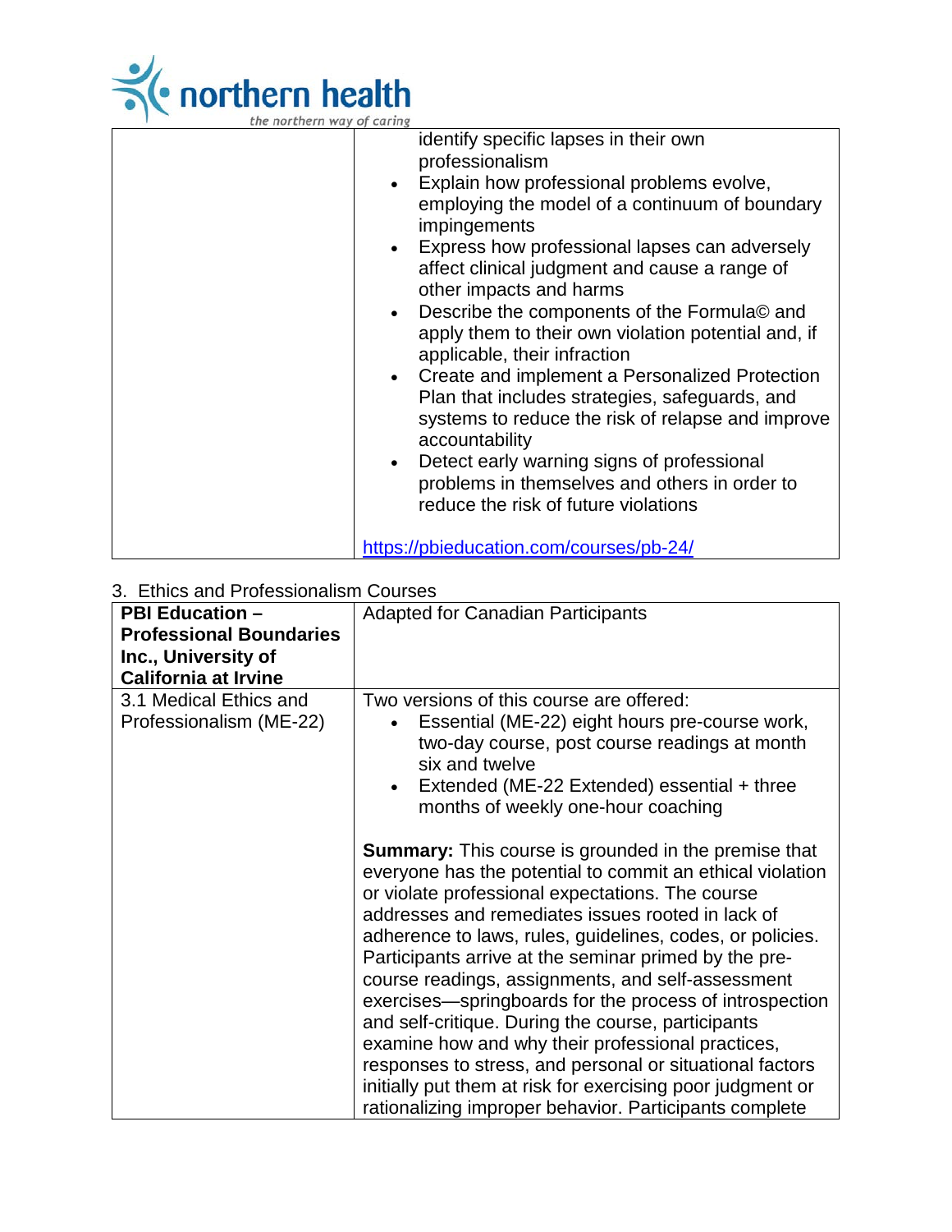| | |
|---|---|
| | identify specific lapses in their own professionalism<br>• Explain how professional problems evolve, employing the model of a continuum of boundary impingements<br>• Express how professional lapses can adversely affect clinical judgment and cause a range of other impacts and harms<br>• Describe the components of the Formula© and apply them to their own violation potential and, if applicable, their infraction<br>• Create and implement a Personalized Protection Plan that includes strategies, safeguards, and systems to reduce the risk of relapse and improve accountability<br>• Detect early warning signs of professional problems in themselves and others in order to reduce the risk of future violations<br><br>https://pbieducation.com/courses/pb-24/ |

3. Ethics and Professionalism Courses

| **PBI Education – Professional Boundaries Inc., University of California at Irvine** | Adapted for Canadian Participants |
|---|---|
| 3.1 Medical Ethics and Professionalism (ME-22) | Two versions of this course are offered:<br>• Essential (ME-22) eight hours pre-course work, two-day course, post course readings at month six and twelve<br>• Extended (ME-22 Extended) essential + three months of weekly one-hour coaching<br><br>**Summary:** This course is grounded in the premise that everyone has the potential to commit an ethical violation or violate professional expectations. The course addresses and remediates issues rooted in lack of adherence to laws, rules, guidelines, codes, or policies. Participants arrive at the seminar primed by the pre-course readings, assignments, and self-assessment exercises—springboards for the process of introspection and self-critique. During the course, participants examine how and why their professional practices, responses to stress, and personal or situational factors initially put them at risk for exercising poor judgment or rationalizing improper behavior. Participants complete |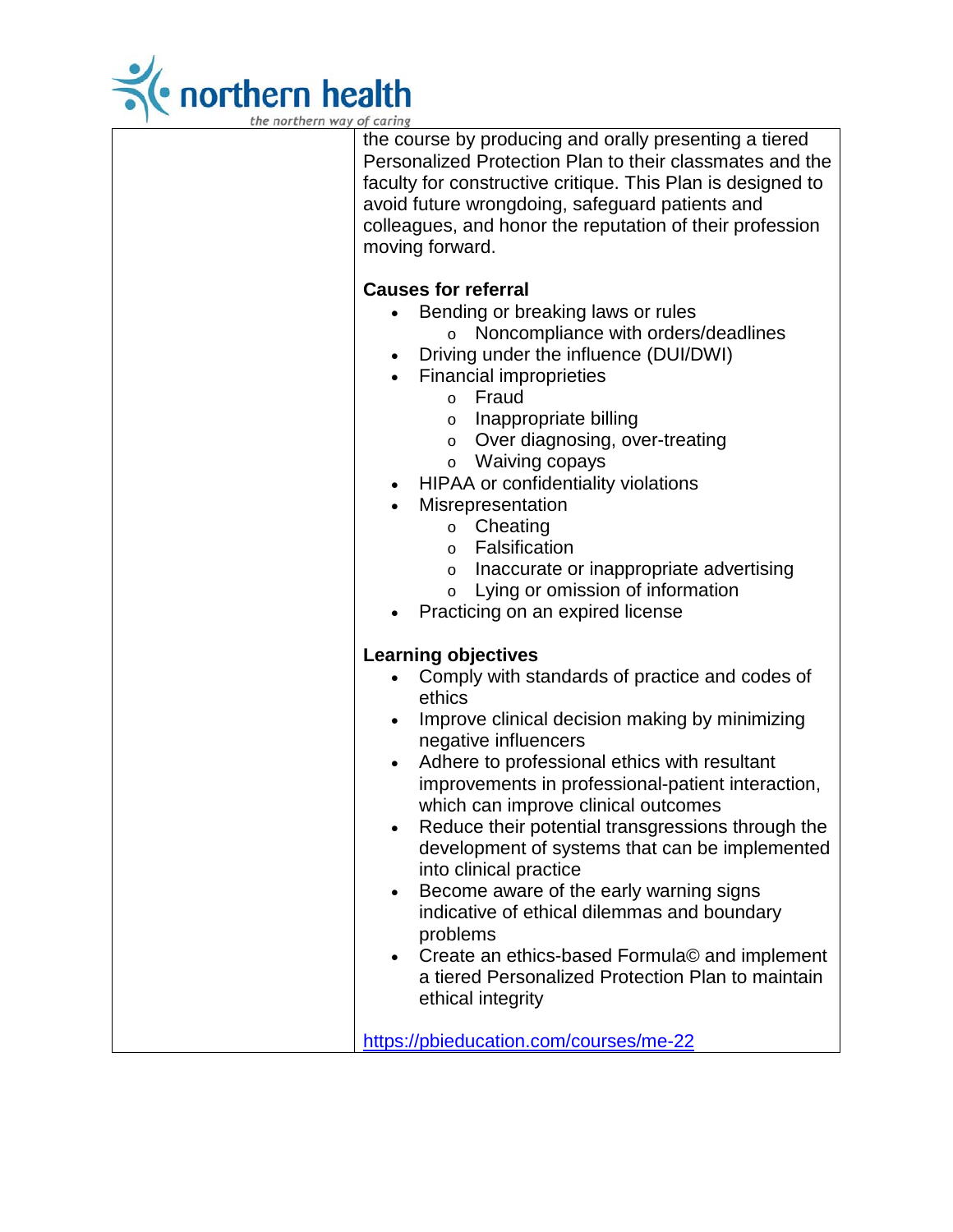the course by producing and orally presenting a tiered Personalized Protection Plan to their classmates and the faculty for constructive critique. This Plan is designed to avoid future wrongdoing, safeguard patients and colleagues, and honor the reputation of their profession moving forward.

**Causes for referral**

- Bending or breaking laws or rules
  - Noncompliance with orders/deadlines
- Driving under the influence (DUI/DWI)
- Financial improprieties
  - Fraud
  - Inappropriate billing
  - Over diagnosing, over-treating
  - Waiving copays
- HIPAA or confidentiality violations
- Misrepresentation
  - Cheating
  - Falsification
  - Inaccurate or inappropriate advertising
  - Lying or omission of information
- Practicing on an expired license

**Learning objectives**

- Comply with standards of practice and codes of ethics
- Improve clinical decision making by minimizing negative influencers
- Adhere to professional ethics with resultant improvements in professional-patient interaction, which can improve clinical outcomes
- Reduce their potential transgressions through the development of systems that can be implemented into clinical practice
- Become aware of the early warning signs indicative of ethical dilemmas and boundary problems
- Create an ethics-based Formula© and implement a tiered Personalized Protection Plan to maintain ethical integrity

https://pbieducation.com/courses/me-22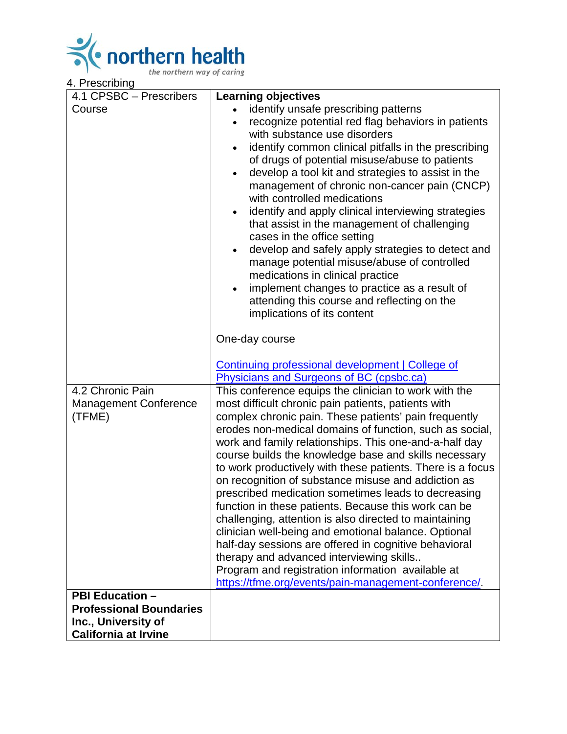4. Prescribing

| | |
|---|---|
| 4.1 CPSBC – Prescribers Course | **Learning objectives**<br>• identify unsafe prescribing patterns<br>• recognize potential red flag behaviors in patients with substance use disorders<br>• identify common clinical pitfalls in the prescribing of drugs of potential misuse/abuse to patients<br>• develop a tool kit and strategies to assist in the management of chronic non-cancer pain (CNCP) with controlled medications<br>• identify and apply clinical interviewing strategies that assist in the management of challenging cases in the office setting<br>• develop and safely apply strategies to detect and manage potential misuse/abuse of controlled medications in clinical practice<br>• implement changes to practice as a result of attending this course and reflecting on the implications of its content<br><br>One-day course<br><br>[Continuing professional development \| College of Physicians and Surgeons of BC (cpsbc.ca)](cpsbc.ca) |
| 4.2 Chronic Pain Management Conference (TFME) | This conference equips the clinician to work with the most difficult chronic pain patients, patients with complex chronic pain. These patients' pain frequently erodes non-medical domains of function, such as social, work and family relationships. This one-and-a-half day course builds the knowledge base and skills necessary to work productively with these patients. There is a focus on recognition of substance misuse and addiction as prescribed medication sometimes leads to decreasing function in these patients. Because this work can be challenging, attention is also directed to maintaining clinician well-being and emotional balance. Optional half-day sessions are offered in cognitive behavioral therapy and advanced interviewing skills..<br>Program and registration information available at https://tfme.org/events/pain-management-conference/. |
| **PBI Education – Professional Boundaries Inc., University of California at Irvine** | |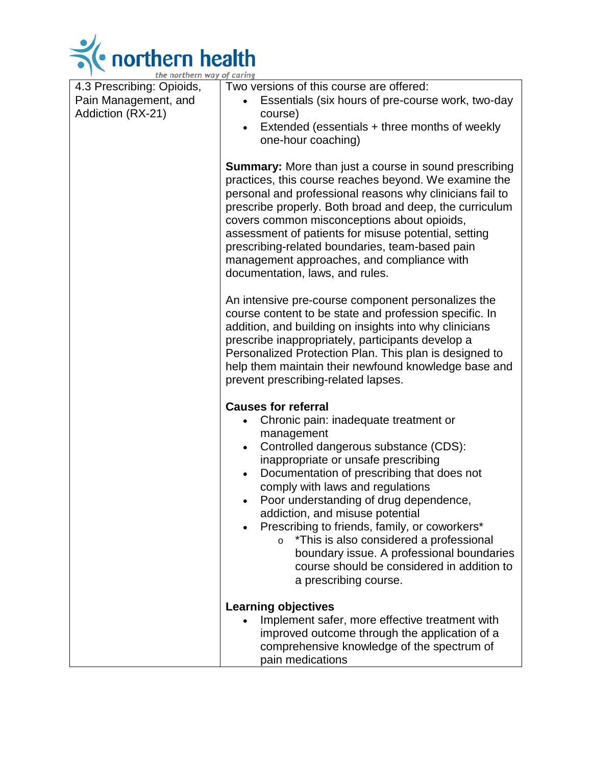| 4.3 Prescribing: Opioids, Pain Management, and Addiction (RX-21) | Two versions of this course are offered:<br>• Essentials (six hours of pre-course work, two-day course)<br>• Extended (essentials + three months of weekly one-hour coaching)<br><br>**Summary:** More than just a course in sound prescribing practices, this course reaches beyond. We examine the personal and professional reasons why clinicians fail to prescribe properly. Both broad and deep, the curriculum covers common misconceptions about opioids, assessment of patients for misuse potential, setting prescribing-related boundaries, team-based pain management approaches, and compliance with documentation, laws, and rules.<br><br>An intensive pre-course component personalizes the course content to be state and profession specific. In addition, and building on insights into why clinicians prescribe inappropriately, participants develop a Personalized Protection Plan. This plan is designed to help them maintain their newfound knowledge base and prevent prescribing-related lapses.<br><br>**Causes for referral**<br>• Chronic pain: inadequate treatment or management<br>• Controlled dangerous substance (CDS): inappropriate or unsafe prescribing<br>• Documentation of prescribing that does not comply with laws and regulations<br>• Poor understanding of drug dependence, addiction, and misuse potential<br>• Prescribing to friends, family, or coworkers*<br>&nbsp;&nbsp;&nbsp;&nbsp;o *This is also considered a professional boundary issue. A professional boundaries course should be considered in addition to a prescribing course.<br><br>**Learning objectives**<br>• Implement safer, more effective treatment with improved outcome through the application of a comprehensive knowledge of the spectrum of pain medications |
|---|---|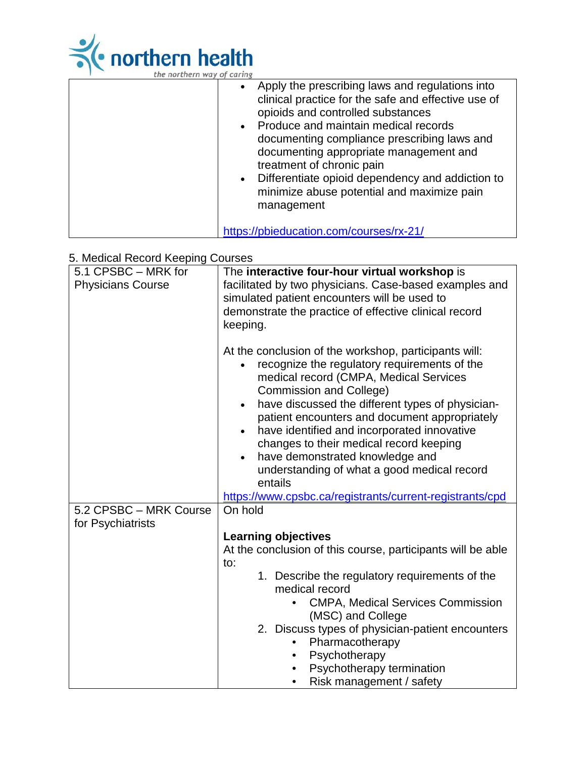| | |
|---|---|
| | • Apply the prescribing laws and regulations into clinical practice for the safe and effective use of opioids and controlled substances<br>• Produce and maintain medical records documenting compliance prescribing laws and documenting appropriate management and treatment of chronic pain<br>• Differentiate opioid dependency and addiction to minimize abuse potential and maximize pain management<br><br>https://pbieducation.com/courses/rx-21/ |

5. Medical Record Keeping Courses

| | |
|---|---|
| 5.1 CPSBC – MRK for Physicians Course | The **interactive four-hour virtual workshop** is facilitated by two physicians. Case-based examples and simulated patient encounters will be used to demonstrate the practice of effective clinical record keeping.<br><br>At the conclusion of the workshop, participants will:<br>• recognize the regulatory requirements of the medical record (CMPA, Medical Services Commission and College)<br>• have discussed the different types of physician-patient encounters and document appropriately<br>• have identified and incorporated innovative changes to their medical record keeping<br>• have demonstrated knowledge and understanding of what a good medical record entails<br>https://www.cpsbc.ca/registrants/current-registrants/cpd |
| 5.2 CPSBC – MRK Course for Psychiatrists | On hold<br><br>**Learning objectives**<br>At the conclusion of this course, participants will be able to:<br>1. Describe the regulatory requirements of the medical record<br>  • CMPA, Medical Services Commission (MSC) and College<br>2. Discuss types of physician-patient encounters<br>  • Pharmacotherapy<br>  • Psychotherapy<br>  • Psychotherapy termination<br>  • Risk management / safety |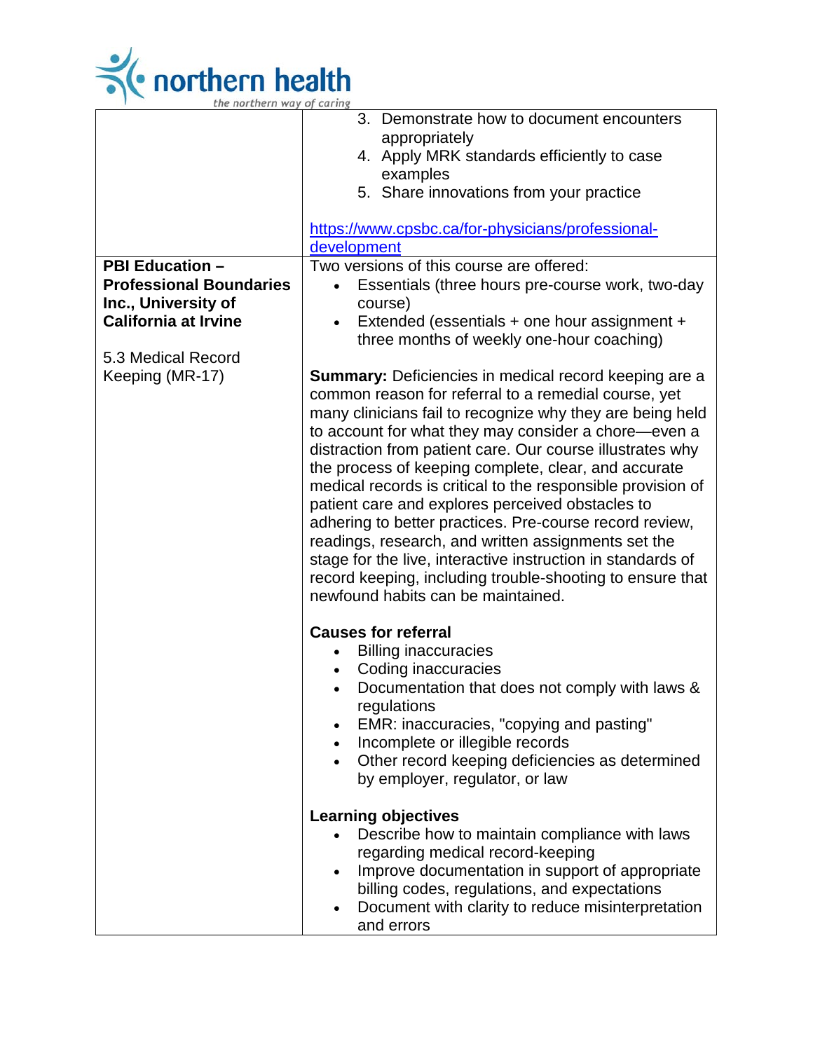| | |
|---|---|
| | 3. Demonstrate how to document encounters appropriately<br>4. Apply MRK standards efficiently to case examples<br>5. Share innovations from your practice<br><br>https://www.cpsbc.ca/for-physicians/professional-development |
| **PBI Education – Professional Boundaries Inc., University of California at Irvine**<br><br>5.3 Medical Record Keeping (MR-17) | Two versions of this course are offered:<br>• Essentials (three hours pre-course work, two-day course)<br>• Extended (essentials + one hour assignment + three months of weekly one-hour coaching)<br><br>**Summary:** Deficiencies in medical record keeping are a common reason for referral to a remedial course, yet many clinicians fail to recognize why they are being held to account for what they may consider a chore—even a distraction from patient care. Our course illustrates why the process of keeping complete, clear, and accurate medical records is critical to the responsible provision of patient care and explores perceived obstacles to adhering to better practices. Pre-course record review, readings, research, and written assignments set the stage for the live, interactive instruction in standards of record keeping, including trouble-shooting to ensure that newfound habits can be maintained.<br><br>**Causes for referral**<br>• Billing inaccuracies<br>• Coding inaccuracies<br>• Documentation that does not comply with laws & regulations<br>• EMR: inaccuracies, "copying and pasting"<br>• Incomplete or illegible records<br>• Other record keeping deficiencies as determined by employer, regulator, or law<br><br>**Learning objectives**<br>• Describe how to maintain compliance with laws regarding medical record-keeping<br>• Improve documentation in support of appropriate billing codes, regulations, and expectations<br>• Document with clarity to reduce misinterpretation and errors |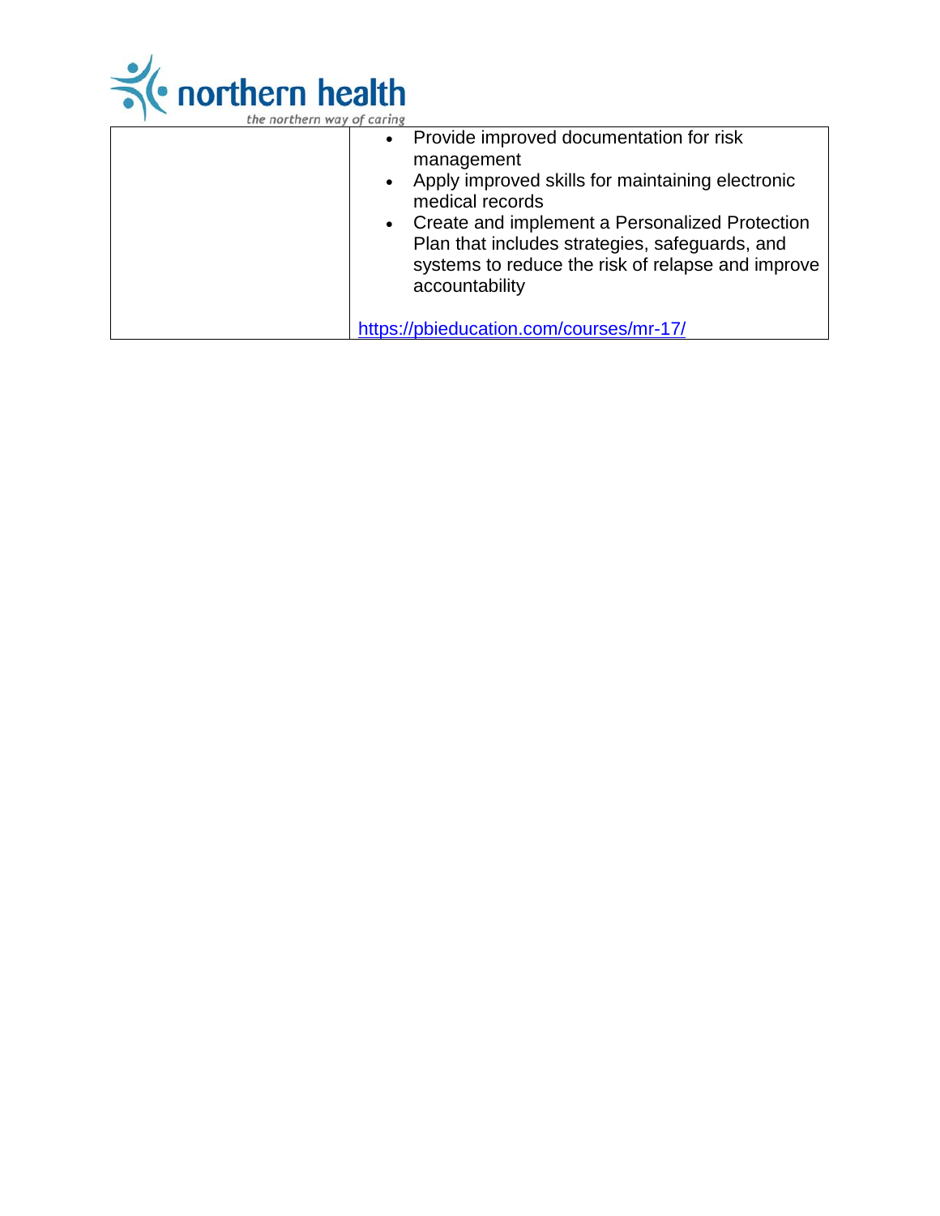| | |
|---|---|
| | • Provide improved documentation for risk management<br>• Apply improved skills for maintaining electronic medical records<br>• Create and implement a Personalized Protection Plan that includes strategies, safeguards, and systems to reduce the risk of relapse and improve accountability<br><br>https://pbieducation.com/courses/mr-17/ |